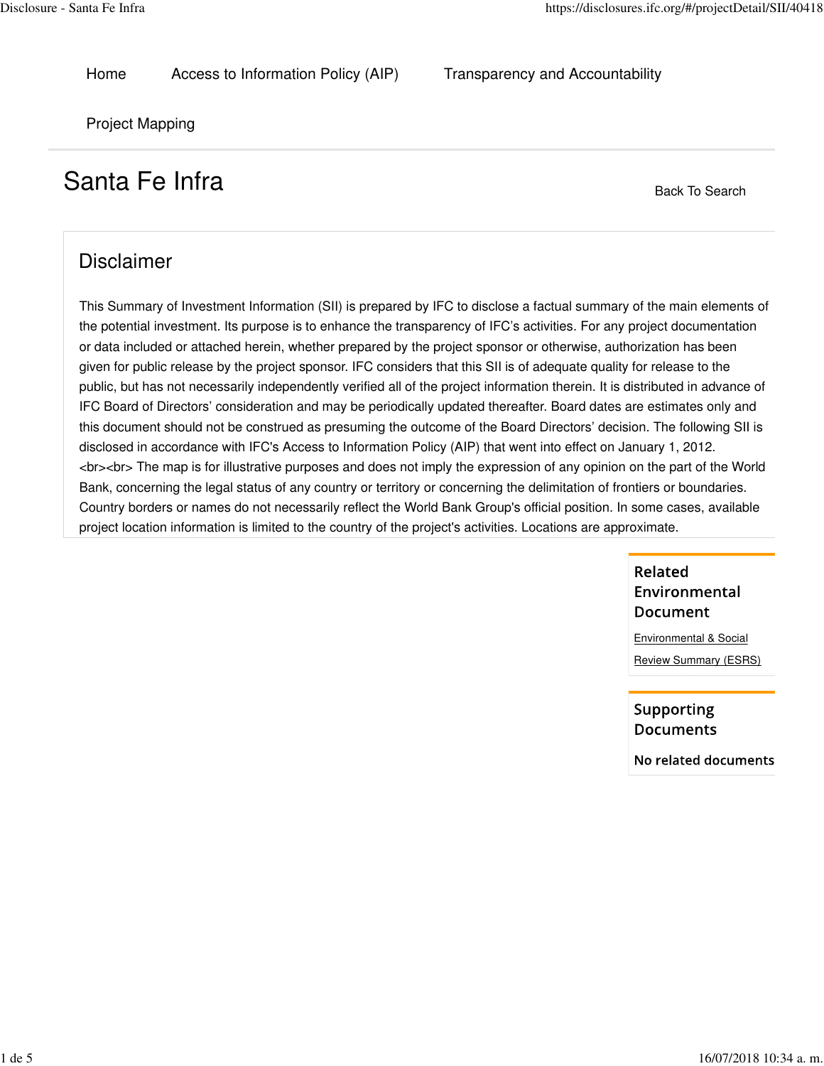Home Access to Information Policy (AIP) Transparency and Accountability

Project Mapping

# Santa Fe Infra

Back To Search

## Disclaimer

This Summary of Investment Information (SII) is prepared by IFC to disclose a factual summary of the main elements of the potential investment. Its purpose is to enhance the transparency of IFC's activities. For any project documentation or data included or attached herein, whether prepared by the project sponsor or otherwise, authorization has been given for public release by the project sponsor. IFC considers that this SII is of adequate quality for release to the public, but has not necessarily independently verified all of the project information therein. It is distributed in advance of IFC Board of Directors' consideration and may be periodically updated thereafter. Board dates are estimates only and this document should not be construed as presuming the outcome of the Board Directors' decision. The following SII is disclosed in accordance with IFC's Access to Information Policy (AIP) that went into effect on January 1, 2012. <br><br> The map is for illustrative purposes and does not imply the expression of any opinion on the part of the World Bank, concerning the legal status of any country or territory or concerning the delimitation of frontiers or boundaries. Country borders or names do not necessarily reflect the World Bank Group's official position. In some cases, available project location information is limited to the country of the project's activities. Locations are approximate.

### Related Environmental Document

Environmental & Social Review Summary (ESRS)

### Supporting Documents

No related documents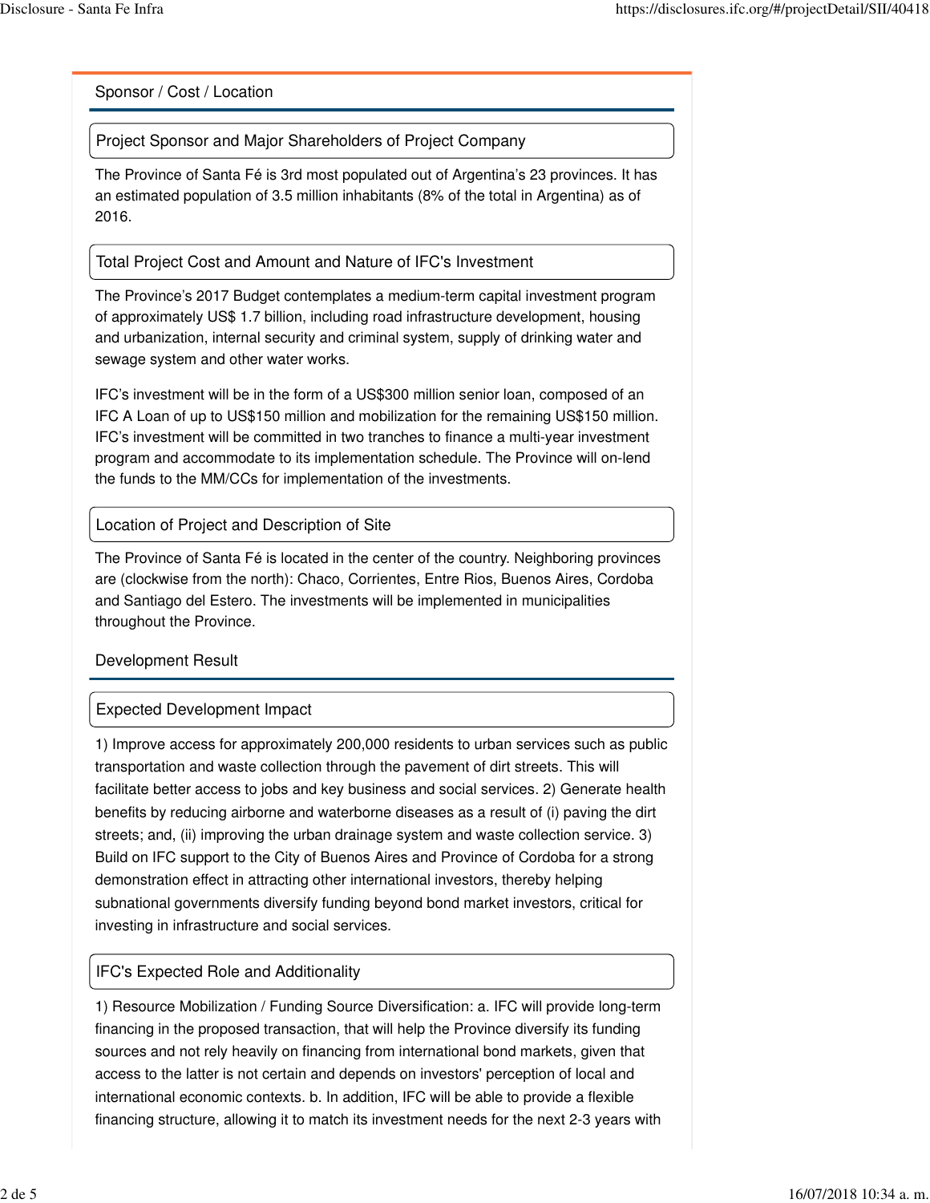## Sponsor / Cost / Location

### Project Sponsor and Major Shareholders of Project Company

The Province of Santa Fé is 3rd most populated out of Argentina's 23 provinces. It has an estimated population of 3.5 million inhabitants (8% of the total in Argentina) as of 2016.

### Total Project Cost and Amount and Nature of IFC's Investment

The Province's 2017 Budget contemplates a medium-term capital investment program of approximately US$ 1.7 billion, including road infrastructure development, housing and urbanization, internal security and criminal system, supply of drinking water and sewage system and other water works.

IFC's investment will be in the form of a US$300 million senior loan, composed of an IFC A Loan of up to US$150 million and mobilization for the remaining US$150 million. IFC's investment will be committed in two tranches to finance a multi-year investment program and accommodate to its implementation schedule. The Province will on-lend the funds to the MM/CCs for implementation of the investments.

### Location of Project and Description of Site

The Province of Santa Fé is located in the center of the country. Neighboring provinces are (clockwise from the north): Chaco, Corrientes, Entre Rios, Buenos Aires, Cordoba and Santiago del Estero. The investments will be implemented in municipalities throughout the Province.

## Development Result

### Expected Development Impact

1) Improve access for approximately 200,000 residents to urban services such as public transportation and waste collection through the pavement of dirt streets. This will facilitate better access to jobs and key business and social services. 2) Generate health benefits by reducing airborne and waterborne diseases as a result of (i) paving the dirt streets; and, (ii) improving the urban drainage system and waste collection service. 3) Build on IFC support to the City of Buenos Aires and Province of Cordoba for a strong demonstration effect in attracting other international investors, thereby helping subnational governments diversify funding beyond bond market investors, critical for investing in infrastructure and social services.

### IFC's Expected Role and Additionality

1) Resource Mobilization / Funding Source Diversification: a. IFC will provide long-term financing in the proposed transaction, that will help the Province diversify its funding sources and not rely heavily on financing from international bond markets, given that access to the latter is not certain and depends on investors' perception of local and international economic contexts. b. In addition, IFC will be able to provide a flexible financing structure, allowing it to match its investment needs for the next 2-3 years with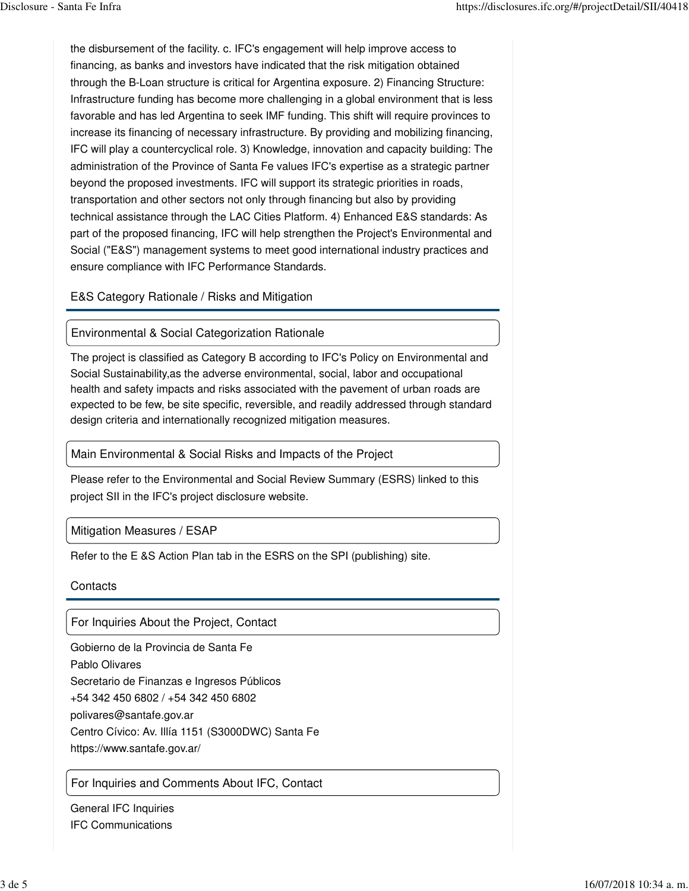the disbursement of the facility. c. IFC's engagement will help improve access to financing, as banks and investors have indicated that the risk mitigation obtained through the B-Loan structure is critical for Argentina exposure. 2) Financing Structure: Infrastructure funding has become more challenging in a global environment that is less favorable and has led Argentina to seek IMF funding. This shift will require provinces to increase its financing of necessary infrastructure. By providing and mobilizing financing, IFC will play a countercyclical role. 3) Knowledge, innovation and capacity building: The administration of the Province of Santa Fe values IFC's expertise as a strategic partner beyond the proposed investments. IFC will support its strategic priorities in roads, transportation and other sectors not only through financing but also by providing technical assistance through the LAC Cities Platform. 4) Enhanced E&S standards: As part of the proposed financing, IFC will help strengthen the Project's Environmental and Social ("E&S") management systems to meet good international industry practices and ensure compliance with IFC Performance Standards.

## E&S Category Rationale / Risks and Mitigation

### Environmental & Social Categorization Rationale

The project is classified as Category B according to IFC's Policy on Environmental and Social Sustainability,as the adverse environmental, social, labor and occupational health and safety impacts and risks associated with the pavement of urban roads are expected to be few, be site specific, reversible, and readily addressed through standard design criteria and internationally recognized mitigation measures.

### Main Environmental & Social Risks and Impacts of the Project

Please refer to the Environmental and Social Review Summary (ESRS) linked to this project SII in the IFC's project disclosure website.

### Mitigation Measures / ESAP

Refer to the E &S Action Plan tab in the ESRS on the SPI (publishing) site.

## Contacts

### For Inquiries About the Project, Contact

Gobierno de la Provincia de Santa Fe
Pablo Olivares
Secretario de Finanzas e Ingresos Públicos
+54 342 450 6802 / +54 342 450 6802
polivares@santafe.gov.ar
Centro Cívico: Av. Illía 1151 (S3000DWC) Santa Fe
https://www.santafe.gov.ar/

### For Inquiries and Comments About IFC, Contact

General IFC Inquiries
IFC Communications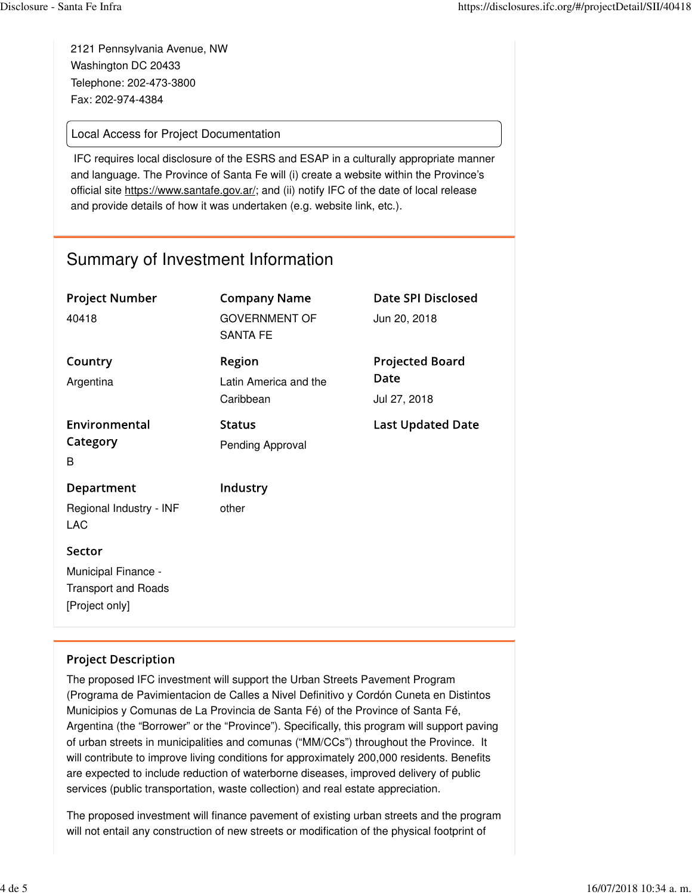2121 Pennsylvania Avenue, NW
Washington DC 20433
Telephone: 202-473-3800
Fax: 202-974-4384

### Local Access for Project Documentation

IFC requires local disclosure of the ESRS and ESAP in a culturally appropriate manner and language. The Province of Santa Fe will (i) create a website within the Province's official site https://www.santafe.gov.ar/; and (ii) notify IFC of the date of local release and provide details of how it was undertaken (e.g. website link, etc.).

## Summary of Investment Information

**Project Number**
40418

**Company Name**
GOVERNMENT OF SANTA FE

**Date SPI Disclosed**
Jun 20, 2018

**Country**
Argentina

**Region**
Latin America and the Caribbean

**Projected Board Date**
Jul 27, 2018

**Environmental Category**
B

**Status**
Pending Approval

**Last Updated Date**

**Department**
Regional Industry - INF LAC

**Industry**
other

**Sector**
Municipal Finance - Transport and Roads [Project only]

### Project Description

The proposed IFC investment will support the Urban Streets Pavement Program (Programa de Pavimientacion de Calles a Nivel Definitivo y Cordón Cuneta en Distintos Municipios y Comunas de La Provincia de Santa Fé) of the Province of Santa Fé, Argentina (the "Borrower" or the "Province"). Specifically, this program will support paving of urban streets in municipalities and comunas ("MM/CCs") throughout the Province. It will contribute to improve living conditions for approximately 200,000 residents. Benefits are expected to include reduction of waterborne diseases, improved delivery of public services (public transportation, waste collection) and real estate appreciation.

The proposed investment will finance pavement of existing urban streets and the program will not entail any construction of new streets or modification of the physical footprint of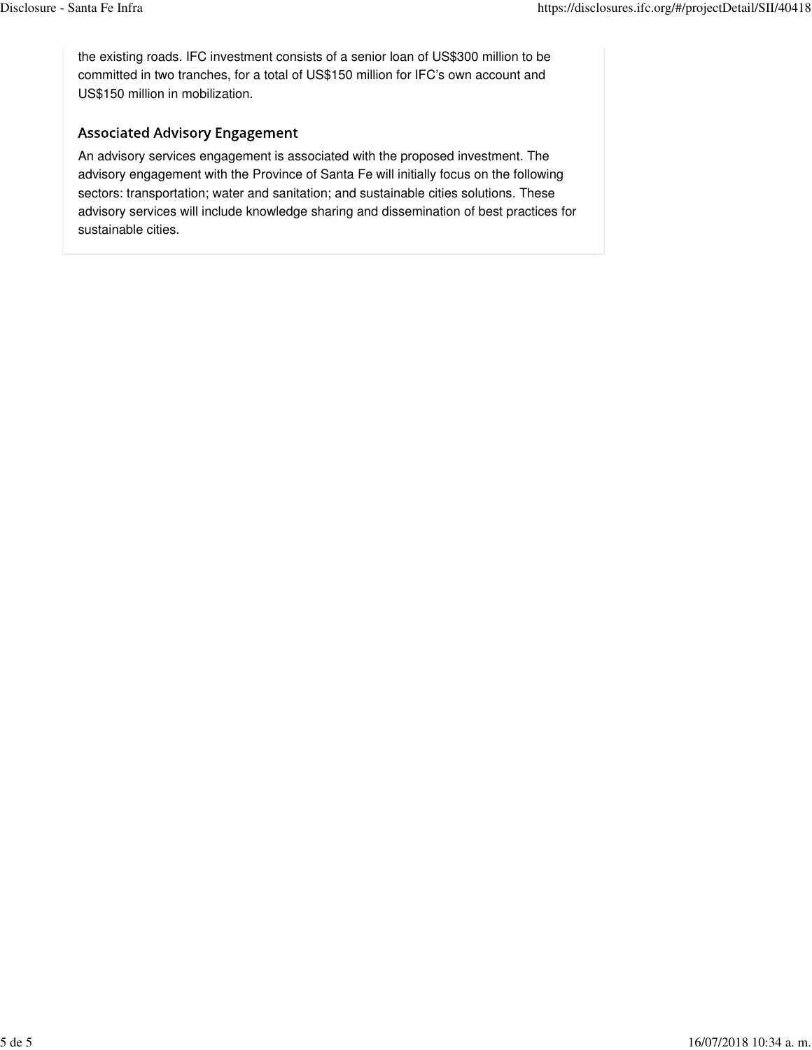the existing roads. IFC investment consists of a senior loan of US$300 million to be committed in two tranches, for a total of US$150 million for IFC's own account and US$150 million in mobilization.

### Associated Advisory Engagement

An advisory services engagement is associated with the proposed investment. The advisory engagement with the Province of Santa Fe will initially focus on the following sectors: transportation; water and sanitation; and sustainable cities solutions. These advisory services will include knowledge sharing and dissemination of best practices for sustainable cities.